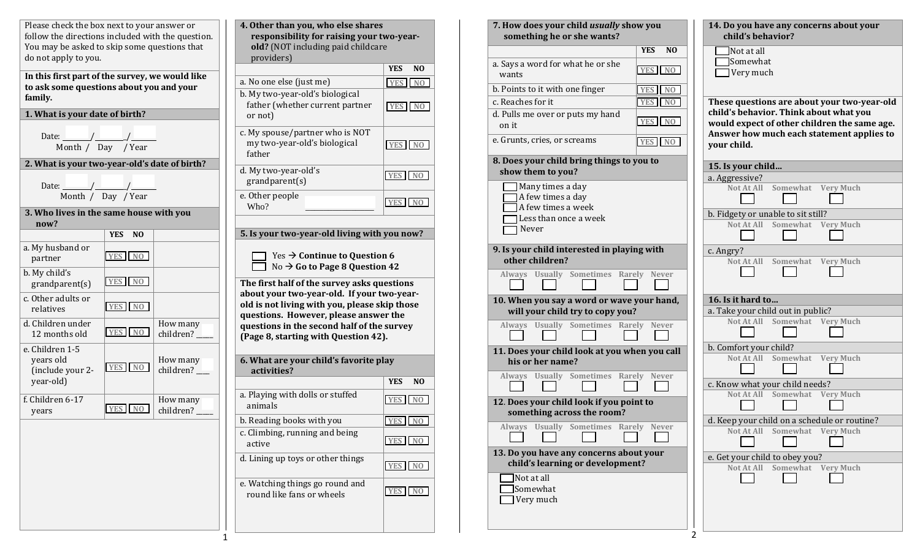Please check the box next to your answer or follow the directions included with the question. You may be asked to skip some questions that do not apply to you.

**In this first part of the survey, we would like to ask some questions about you and your family.**

**1. What is your date of birth?**

Date: ______/______/______
Month / Day / Year

**2. What is your two-year-old's date of birth?**

Date: ______/______/______
Month / Day / Year

**3. Who lives in the same house with you now?**

| | YES | NO | |
|---|---|---|---|
| a. My husband or partner | YES | NO | |
| b. My child's grandparent(s) | YES | NO | |
| c. Other adults or relatives | YES | NO | |
| d. Children under 12 months old | YES | NO | How many children? ____ |
| e. Children 1-5 years old (include your 2-year-old) | YES | NO | How many children? ___ |
| f. Children 6-17 years | YES | NO | How many children? ____ |

**4. Other than you, who else shares responsibility for raising your two-year-old?** (NOT including paid childcare providers)

| | YES | NO |
|---|---|---|
| a. No one else (just me) | YES | NO |
| b. My two-year-old's biological father (whether current partner or not) | YES | NO |
| c. My spouse/partner who is NOT my two-year-old's biological father | YES | NO |
| d. My two-year-old's grandparent(s) | YES | NO |
| e. Other people Who? ________________ | YES | NO |

**5. Is your two-year-old living with you now?**

- ☐ Yes → **Continue to Question 6**
- ☐ No → **Go to Page 8 Question 42**

**The first half of the survey asks questions about your two-year-old. If your two-year-old is not living with you, please skip those questions. However, please answer the questions in the second half of the survey (Page 8, starting with Question 42).**

**6. What are your child's favorite play activities?**

| | YES | NO |
|---|---|---|
| a. Playing with dolls or stuffed animals | YES | NO |
| b. Reading books with you | YES | NO |
| c. Climbing, running and being active | YES | NO |
| d. Lining up toys or other things | YES | NO |
| e. Watching things go round and round like fans or wheels | YES | NO |

**7. How does your child *usually* show you something he or she wants?**

| | YES | NO |
|---|---|---|
| a. Says a word for what he or she wants | YES | NO |
| b. Points to it with one finger | YES | NO |
| c. Reaches for it | YES | NO |
| d. Pulls me over or puts my hand on it | YES | NO |
| e. Grunts, cries, or screams | YES | NO |

**8. Does your child bring things to you to show them to you?**

- ☐ Many times a day
- ☐ A few times a day
- ☐ A few times a week
- ☐ Less than once a week
- ☐ Never

**9. Is your child interested in playing with other children?**

☐ Always ☐ Usually ☐ Sometimes ☐ Rarely ☐ Never

**10. When you say a word or wave your hand, will your child try to copy you?**

☐ Always ☐ Usually ☐ Sometimes ☐ Rarely ☐ Never

**11. Does your child look at you when you call his or her name?**

☐ Always ☐ Usually ☐ Sometimes ☐ Rarely ☐ Never

**12. Does your child look if you point to something across the room?**

☐ Always ☐ Usually ☐ Sometimes ☐ Rarely ☐ Never

**13. Do you have any concerns about your child's learning or development?**

- ☐ Not at all
- ☐ Somewhat
- ☐ Very much

**14. Do you have any concerns about your child's behavior?**

- ☐ Not at all
- ☐ Somewhat
- ☐ Very much

**These questions are about your two-year-old child's behavior. Think about what you would expect of other children the same age. Answer how much each statement applies to your child.**

**15. Is your child…**

| | Not At All | Somewhat | Very Much |
|---|---|---|---|
| a. Aggressive? | ☐ | ☐ | ☐ |
| b. Fidgety or unable to sit still? | ☐ | ☐ | ☐ |
| c. Angry? | ☐ | ☐ | ☐ |

**16. Is it hard to…**

| | Not At All | Somewhat | Very Much |
|---|---|---|---|
| a. Take your child out in public? | ☐ | ☐ | ☐ |
| b. Comfort your child? | ☐ | ☐ | ☐ |
| c. Know what your child needs? | ☐ | ☐ | ☐ |
| d. Keep your child on a schedule or routine? | ☐ | ☐ | ☐ |
| e. Get your child to obey you? | ☐ | ☐ | ☐ |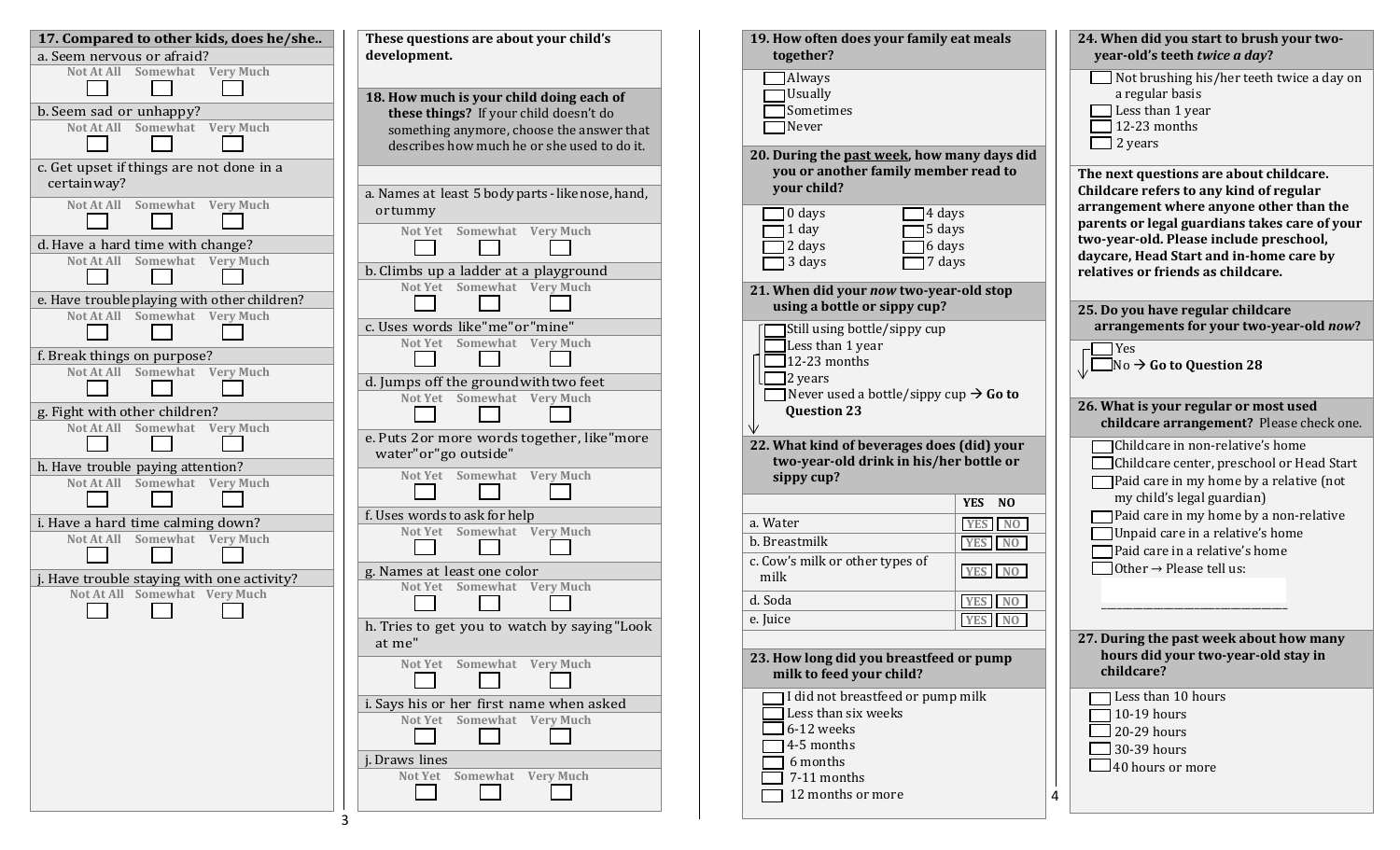**17. Compared to other kids, does he/she..**

| | Not At All | Somewhat | Very Much |
|---|---|---|---|
| a. Seem nervous or afraid? | ☐ | ☐ | ☐ |
| b. Seem sad or unhappy? | ☐ | ☐ | ☐ |
| c. Get upset if things are not done in a certain way? | ☐ | ☐ | ☐ |
| d. Have a hard time with change? | ☐ | ☐ | ☐ |
| e. Have trouble playing with other children? | ☐ | ☐ | ☐ |
| f. Break things on purpose? | ☐ | ☐ | ☐ |
| g. Fight with other children? | ☐ | ☐ | ☐ |
| h. Have trouble paying attention? | ☐ | ☐ | ☐ |
| i. Have a hard time calming down? | ☐ | ☐ | ☐ |
| j. Have trouble staying with one activity? | ☐ | ☐ | ☐ |

**These questions are about your child's development.**

**18. How much is your child doing each of these things?** If your child doesn't do something anymore, choose the answer that describes how much he or she used to do it.

| | Not Yet | Somewhat | Very Much |
|---|---|---|---|
| a. Names at least 5 body parts - like nose, hand, or tummy | ☐ | ☐ | ☐ |
| b. Climbs up a ladder at a playground | ☐ | ☐ | ☐ |
| c. Uses words like "me" or "mine" | ☐ | ☐ | ☐ |
| d. Jumps off the ground with two feet | ☐ | ☐ | ☐ |
| e. Puts 2 or more words together, like "more water" or "go outside" | ☐ | ☐ | ☐ |
| f. Uses words to ask for help | ☐ | ☐ | ☐ |
| g. Names at least one color | ☐ | ☐ | ☐ |
| h. Tries to get you to watch by saying "Look at me" | ☐ | ☐ | ☐ |
| i. Says his or her first name when asked | ☐ | ☐ | ☐ |
| j. Draws lines | ☐ | ☐ | ☐ |

**19. How often does your family eat meals together?**

- ☐ Always
- ☐ Usually
- ☐ Sometimes
- ☐ Never

**20. During the <u>past week</u>, how many days did you or another family member read to your child?**

- ☐ 0 days
- ☐ 1 day
- ☐ 2 days
- ☐ 3 days
- ☐ 4 days
- ☐ 5 days
- ☐ 6 days
- ☐ 7 days

**21. When did your *now* two-year-old stop using a bottle or sippy cup?**

- ☐ Still using bottle/sippy cup
- ☐ Less than 1 year
- ☐ 12-23 months
- ☐ 2 years
- ☐ Never used a bottle/sippy cup → **Go to Question 23**

**22. What kind of beverages does (did) your two-year-old drink in his/her bottle or sippy cup?**

| | YES | NO |
|---|---|---|
| a. Water | YES | NO |
| b. Breastmilk | YES | NO |
| c. Cow's milk or other types of milk | YES | NO |
| d. Soda | YES | NO |
| e. Juice | YES | NO |

**23. How long did you breastfeed or pump milk to feed your child?**

- ☐ I did not breastfeed or pump milk
- ☐ Less than six weeks
- ☐ 6-12 weeks
- ☐ 4-5 months
- ☐ 6 months
- ☐ 7-11 months
- ☐ 12 months or more

**24. When did you start to brush your two-year-old's teeth *twice a day*?**

- ☐ Not brushing his/her teeth twice a day on a regular basis
- ☐ Less than 1 year
- ☐ 12-23 months
- ☐ 2 years

**The next questions are about childcare. Childcare refers to any kind of regular arrangement where anyone other than the parents or legal guardians takes care of your two-year-old. Please include preschool, daycare, Head Start and in-home care by relatives or friends as childcare.**

**25. Do you have regular childcare arrangements for your two-year-old *now*?**

- ☐ Yes
- ☐ No → **Go to Question 28**

**26. What is your regular or most used childcare arrangement?** Please check one.

- ☐ Childcare in non-relative's home
- ☐ Childcare center, preschool or Head Start
- ☐ Paid care in my home by a relative (not my child's legal guardian)
- ☐ Paid care in my home by a non-relative
- ☐ Unpaid care in a relative's home
- ☐ Paid care in a relative's home
- ☐ Other → Please tell us: ______________________

**27. During the past week about how many hours did your two-year-old stay in childcare?**

- ☐ Less than 10 hours
- ☐ 10-19 hours
- ☐ 20-29 hours
- ☐ 30-39 hours
- ☐ 40 hours or more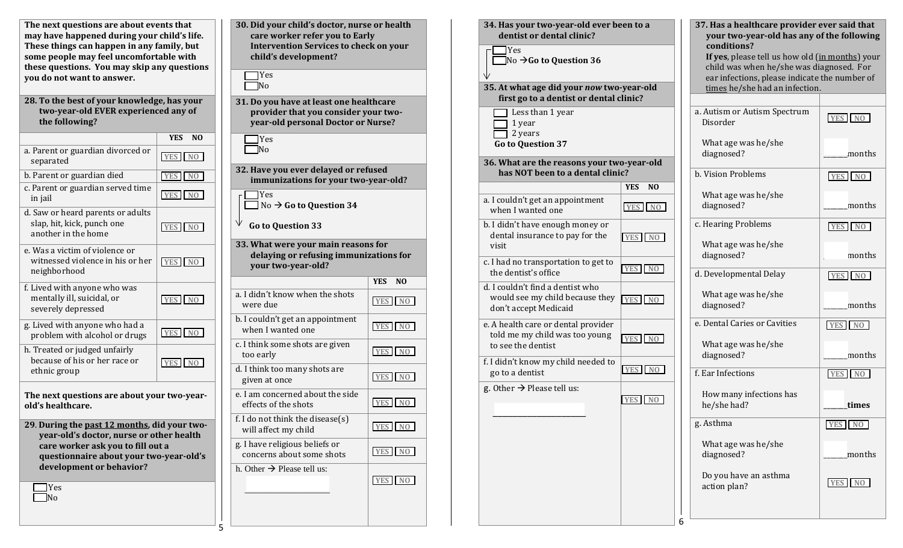The next questions are about events that may have happened during your child's life. These things can happen in any family, but some people may feel uncomfortable with these questions. You may skip any questions you do not want to answer.

**28. To the best of your knowledge, has your two-year-old EVER experienced any of the following?**

| | YES | NO |
|---|---|---|
| a. Parent or guardian divorced or separated | YES | NO |
| b. Parent or guardian died | YES | NO |
| c. Parent or guardian served time in jail | YES | NO |
| d. Saw or heard parents or adults slap, hit, kick, punch one another in the home | YES | NO |
| e. Was a victim of violence or witnessed violence in his or her neighborhood | YES | NO |
| f. Lived with anyone who was mentally ill, suicidal, or severely depressed | YES | NO |
| g. Lived with anyone who had a problem with alcohol or drugs | YES | NO |
| h. Treated or judged unfairly because of his or her race or ethnic group | YES | NO |

**The next questions are about your two-year-old's healthcare.**

**29. During the past 12 months, did your two-year-old's doctor, nurse or other health care worker ask you to fill out a questionnaire about your two-year-old's development or behavior?**

- ☐ Yes
- ☐ No

**30. Did your child's doctor, nurse or health care worker refer you to Early Intervention Services to check on your child's development?**

- ☐ Yes
- ☐ No

**31. Do you have at least one healthcare provider that you consider your two-year-old personal Doctor or Nurse?**

- ☐ Yes
- ☐ No

**32. Have you ever delayed or refused immunizations for your two-year-old?**

- ☐ Yes
- ☐ No → **Go to Question 34**

**Go to Question 33**

**33. What were your main reasons for delaying or refusing immunizations for your two-year-old?**

| | YES | NO |
|---|---|---|
| a. I didn't know when the shots were due | YES | NO |
| b. I couldn't get an appointment when I wanted one | YES | NO |
| c. I think some shots are given too early | YES | NO |
| d. I think too many shots are given at once | YES | NO |
| e. I am concerned about the side effects of the shots | YES | NO |
| f. I do not think the disease(s) will affect my child | YES | NO |
| g. I have religious beliefs or concerns about some shots | YES | NO |
| h. Other → Please tell us: ____________ | YES | NO |

**34. Has your two-year-old ever been to a dentist or dental clinic?**

- ☐ Yes
- ☐ No → **Go to Question 36**

**35. At what age did your *now* two-year-old first go to a dentist or dental clinic?**

- ☐ Less than 1 year
- ☐ 1 year
- ☐ 2 years

**Go to Question 37**

**36. What are the reasons your two-year-old has NOT been to a dental clinic?**

| | YES | NO |
|---|---|---|
| a. I couldn't get an appointment when I wanted one | YES | NO |
| b. I didn't have enough money or dental insurance to pay for the visit | YES | NO |
| c. I had no transportation to get to the dentist's office | YES | NO |
| d. I couldn't find a dentist who would see my child because they don't accept Medicaid | YES | NO |
| e. A health care or dental provider told me my child was too young to see the dentist | YES | NO |
| f. I didn't know my child needed to go to a dentist | YES | NO |
| g. Other → Please tell us: ____________ | YES | NO |

**37. Has a healthcare provider ever said that your two-year-old has any of the following conditions?**
**If yes**, please tell us how old (in months) your child was when he/she was diagnosed. For ear infections, please indicate the number of times he/she had an infection.

| | |
|---|---|
| a. Autism or Autism Spectrum Disorder | YES NO |
| What age was he/she diagnosed? | ______months |
| b. Vision Problems | YES NO |
| What age was he/she diagnosed? | ______months |
| c. Hearing Problems | YES NO |
| What age was he/she diagnosed? | ______months |
| d. Developmental Delay | YES NO |
| What age was he/she diagnosed? | ______months |
| e. Dental Caries or Cavities | YES NO |
| What age was he/she diagnosed? | ______months |
| f. Ear Infections | YES NO |
| How many infections has he/she had? | ______**times** |
| g. Asthma | YES NO |
| What age was he/she diagnosed? | ______months |
| Do you have an asthma action plan? | YES NO |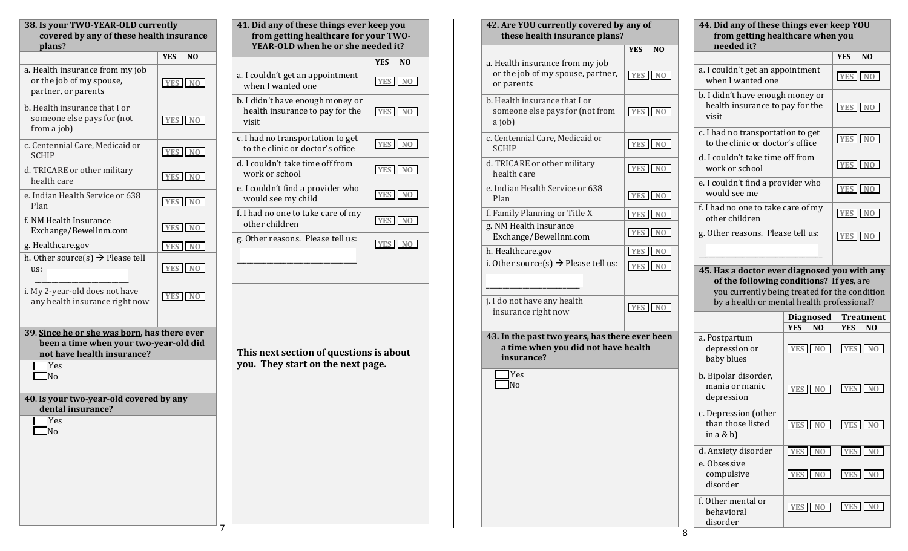**38. Is your TWO-YEAR-OLD currently covered by any of these health insurance plans?**

| | YES NO |
|---|---|
| a. Health insurance from my job or the job of my spouse, partner, or parents | YES NO |
| b. Health insurance that I or someone else pays for (not from a job) | YES NO |
| c. Centennial Care, Medicaid or SCHIP | YES NO |
| d. TRICARE or other military health care | YES NO |
| e. Indian Health Service or 638 Plan | YES NO |
| f. NM Health Insurance Exchange/Bewellnm.com | YES NO |
| g. Healthcare.gov | YES NO |
| h. Other source(s) → Please tell us: ____________________ | YES NO |
| i. My 2-year-old does not have any health insurance right now | YES NO |

**39. Since he or she was born, has there ever been a time when your two-year-old did not have health insurance?**

- ☐ Yes
- ☐ No

**40. Is your two-year-old covered by any dental insurance?**

- ☐ Yes
- ☐ No

**41. Did any of these things ever keep you from getting healthcare for your TWO-YEAR-OLD when he or she needed it?**

| | YES NO |
|---|---|
| a. I couldn't get an appointment when I wanted one | YES NO |
| b. I didn't have enough money or health insurance to pay for the visit | YES NO |
| c. I had no transportation to get to the clinic or doctor's office | YES NO |
| d. I couldn't take time off from work or school | YES NO |
| e. I couldn't find a provider who would see my child | YES NO |
| f. I had no one to take care of my other children | YES NO |
| g. Other reasons. Please tell us: ____________________ | YES NO |

**This next section of questions is about you. They start on the next page.**

**42. Are YOU currently covered by any of these health insurance plans?**

| | YES NO |
|---|---|
| a. Health insurance from my job or the job of my spouse, partner, or parents | YES NO |
| b. Health insurance that I or someone else pays for (not from a job) | YES NO |
| c. Centennial Care, Medicaid or SCHIP | YES NO |
| d. TRICARE or other military health care | YES NO |
| e. Indian Health Service or 638 Plan | YES NO |
| f. Family Planning or Title X | YES NO |
| g. NM Health Insurance Exchange/Bewellnm.com | YES NO |
| h. Healthcare.gov | YES NO |
| i. Other source(s) → Please tell us: ____________________ | YES NO |
| j. I do not have any health insurance right now | YES NO |

**43. In the past two years, has there ever been a time when you did not have health insurance?**

- ☐ Yes
- ☐ No

**44. Did any of these things ever keep YOU from getting healthcare when you needed it?**

| | YES NO |
|---|---|
| a. I couldn't get an appointment when I wanted one | YES NO |
| b. I didn't have enough money or health insurance to pay for the visit | YES NO |
| c. I had no transportation to get to the clinic or doctor's office | YES NO |
| d. I couldn't take time off from work or school | YES NO |
| e. I couldn't find a provider who would see me | YES NO |
| f. I had no one to take care of my other children | YES NO |
| g. Other reasons. Please tell us: ____________________ | YES NO |

**45. Has a doctor ever diagnosed you with any of the following conditions? If yes, are you currently being treated for the condition by a health or mental health professional?**

| | Diagnosed YES NO | Treatment YES NO |
|---|---|---|
| a. Postpartum depression or baby blues | YES NO | YES NO |
| b. Bipolar disorder, mania or manic depression | YES NO | YES NO |
| c. Depression (other than those listed in a & b) | YES NO | YES NO |
| d. Anxiety disorder | YES NO | YES NO |
| e. Obsessive compulsive disorder | YES NO | YES NO |
| f. Other mental or behavioral disorder | YES NO | YES NO |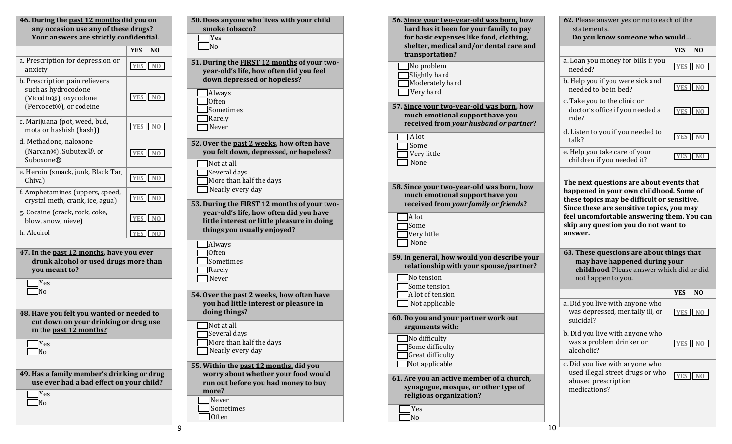**46. During the past 12 months did you on any occasion use any of these drugs? Your answers are strictly confidential.**

| | YES NO |
|---|---|
| a. Prescription for depression or anxiety | YES NO |
| b. Prescription pain relievers such as hydrocodone (Vicodin®), oxycodone (Percocet®), or codeine | YES NO |
| c. Marijuana (pot, weed, bud, mota or hashish (hash)) | YES NO |
| d. Methadone, naloxone (Narcan®), Subutex®, or Suboxone® | YES NO |
| e. Heroin (smack, junk, Black Tar, Chiva) | YES NO |
| f. Amphetamines (uppers, speed, crystal meth, crank, ice, agua) | YES NO |
| g. Cocaine (crack, rock, coke, blow, snow, nieve) | YES NO |
| h. Alcohol | YES NO |

**47. In the past 12 months, have you ever drunk alcohol or used drugs more than you meant to?**

- ☐ Yes
- ☐ No

**48. Have you felt you wanted or needed to cut down on your drinking or drug use in the past 12 months?**

- ☐ Yes
- ☐ No

**49. Has a family member's drinking or drug use ever had a bad effect on your child?**

- ☐ Yes
- ☐ No

**50. Does anyone who lives with your child smoke tobacco?**

- ☐ Yes
- ☐ No

**51. During the FIRST 12 months of your two-year-old's life, how often did you feel down depressed or hopeless?**

- ☐ Always
- ☐ Often
- ☐ Sometimes
- ☐ Rarely
- ☐ Never

**52. Over the past 2 weeks, how often have you felt down, depressed, or hopeless?**

- ☐ Not at all
- ☐ Several days
- ☐ More than half the days
- ☐ Nearly every day

**53. During the FIRST 12 months of your two-year-old's life, how often did you have little interest or little pleasure in doing things you usually enjoyed?**

- ☐ Always
- ☐ Often
- ☐ Sometimes
- ☐ Rarely
- ☐ Never

**54. Over the past 2 weeks, how often have you had little interest or pleasure in doing things?**

- ☐ Not at all
- ☐ Several days
- ☐ More than half the days
- ☐ Nearly every day

**55. Within the past 12 months, did you worry about whether your food would run out before you had money to buy more?**

- ☐ Never
- ☐ Sometimes
- ☐ Often

**56. Since your two-year-old was born, how hard has it been for your family to pay for basic expenses like food, clothing, shelter, medical and/or dental care and transportation?**

- ☐ No problem
- ☐ Slightly hard
- ☐ Moderately hard
- ☐ Very hard

**57. Since your two-year-old was born, how much emotional support have you received from *your husband or partner*?**

- ☐ A lot
- ☐ Some
- ☐ Very little
- ☐ None

**58. Since your two-year-old was born, how much emotional support have you received from *your family or friends*?**

- ☐ A lot
- ☐ Some
- ☐ Very little
- ☐ None

**59. In general, how would you describe your relationship with your spouse/partner?**

- ☐ No tension
- ☐ Some tension
- ☐ A lot of tension
- ☐ Not applicable

**60. Do you and your partner work out arguments with:**

- ☐ No difficulty
- ☐ Some difficulty
- ☐ Great difficulty
- ☐ Not applicable

**61. Are you an active member of a church, synagogue, mosque, or other type of religious organization?**

- ☐ Yes
- ☐ No

**62.** Please answer yes or no to each of the statements.
**Do you know someone who would…**

| | YES NO |
|---|---|
| a. Loan you money for bills if you needed? | YES NO |
| b. Help you if you were sick and needed to be in bed? | YES NO |
| c. Take you to the clinic or doctor's office if you needed a ride? | YES NO |
| d. Listen to you if you needed to talk? | YES NO |
| e. Help you take care of your children if you needed it? | YES NO |

**The next questions are about events that happened in your own childhood. Some of these topics may be difficult or sensitive. Since these are sensitive topics, you may feel uncomfortable answering them. You can skip any question you do not want to answer.**

**63. These questions are about things that may have happened during your childhood.** Please answer which did or did not happen to you.

| | YES NO |
|---|---|
| a. Did you live with anyone who was depressed, mentally ill, or suicidal? | YES NO |
| b. Did you live with anyone who was a problem drinker or alcoholic? | YES NO |
| c. Did you live with anyone who used illegal street drugs or who abused prescription medications? | YES NO |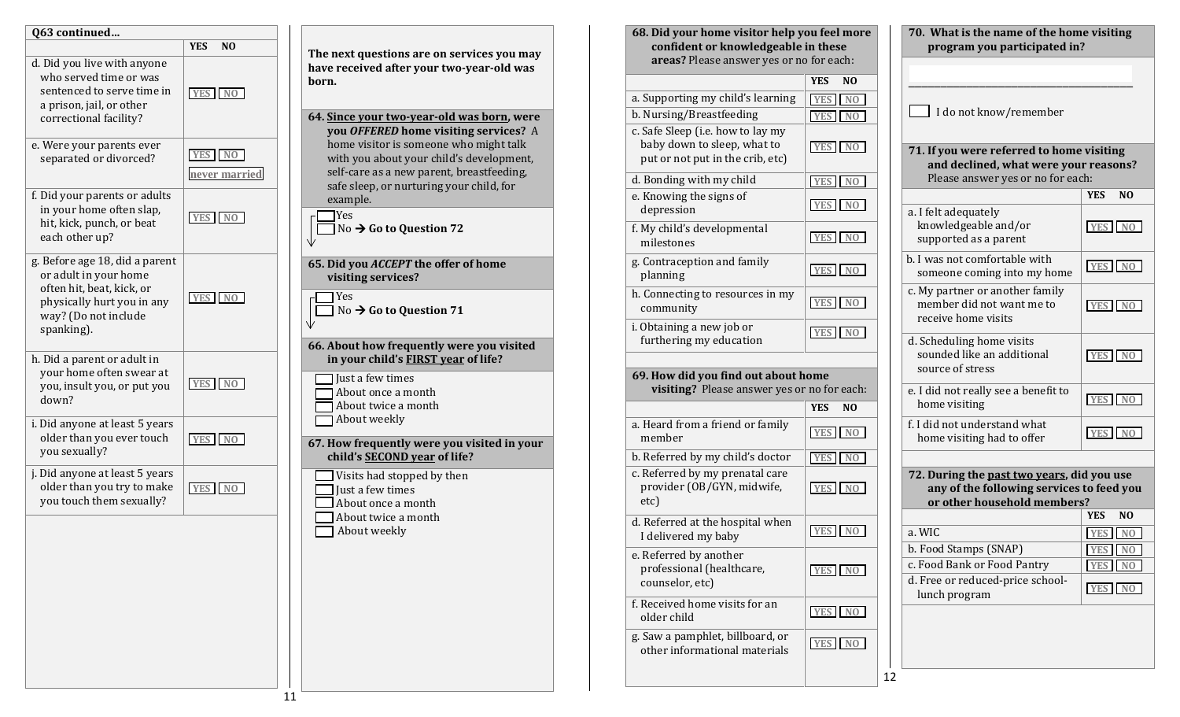**Q63 continued…**

| | YES NO |
|---|---|
| d. Did you live with anyone who served time or was sentenced to serve time in a prison, jail, or other correctional facility? | YES NO |
| e. Were your parents ever separated or divorced? | YES NO never married |
| f. Did your parents or adults in your home often slap, hit, kick, punch, or beat each other up? | YES NO |
| g. Before age 18, did a parent or adult in your home often hit, beat, kick, or physically hurt you in any way? (Do not include spanking). | YES NO |
| h. Did a parent or adult in your home often swear at you, insult you, or put you down? | YES NO |
| i. Did anyone at least 5 years older than you ever touch you sexually? | YES NO |
| j. Did anyone at least 5 years older than you try to make you touch them sexually? | YES NO |

**The next questions are on services you may have received after your two-year-old was born.**

**64. Since your two-year-old was born, were you *OFFERED* home visiting services?** A home visitor is someone who might talk with you about your child's development, self-care as a new parent, breastfeeding, safe sleep, or nurturing your child, for example.

- ☐ Yes
- ☐ No → **Go to Question 72**

**65. Did you *ACCEPT* the offer of home visiting services?**

- ☐ Yes
- ☐ No → **Go to Question 71**

**66. About how frequently were you visited in your child's FIRST year of life?**

- ☐ Just a few times
- ☐ About once a month
- ☐ About twice a month
- ☐ About weekly

**67. How frequently were you visited in your child's SECOND year of life?**

- ☐ Visits had stopped by then
- ☐ Just a few times
- ☐ About once a month
- ☐ About twice a month
- ☐ About weekly

**68. Did your home visitor help you feel more confident or knowledgeable in these areas?** Please answer yes or no for each:

| | YES NO |
|---|---|
| a. Supporting my child's learning | YES NO |
| b. Nursing/Breastfeeding | YES NO |
| c. Safe Sleep (i.e. how to lay my baby down to sleep, what to put or not put in the crib, etc) | YES NO |
| d. Bonding with my child | YES NO |
| e. Knowing the signs of depression | YES NO |
| f. My child's developmental milestones | YES NO |
| g. Contraception and family planning | YES NO |
| h. Connecting to resources in my community | YES NO |
| i. Obtaining a new job or furthering my education | YES NO |

**69. How did you find out about home visiting?** Please answer yes or no for each:

| | YES NO |
|---|---|
| a. Heard from a friend or family member | YES NO |
| b. Referred by my child's doctor | YES NO |
| c. Referred by my prenatal care provider (OB/GYN, midwife, etc) | YES NO |
| d. Referred at the hospital when I delivered my baby | YES NO |
| e. Referred by another professional (healthcare, counselor, etc) | YES NO |
| f. Received home visits for an older child | YES NO |
| g. Saw a pamphlet, billboard, or other informational materials | YES NO |

**70. What is the name of the home visiting program you participated in?**

________________________________

☐ I do not know/remember

**71. If you were referred to home visiting and declined, what were your reasons?** Please answer yes or no for each:

| | YES NO |
|---|---|
| a. I felt adequately knowledgeable and/or supported as a parent | YES NO |
| b. I was not comfortable with someone coming into my home | YES NO |
| c. My partner or another family member did not want me to receive home visits | YES NO |
| d. Scheduling home visits sounded like an additional source of stress | YES NO |
| e. I did not really see a benefit to home visiting | YES NO |
| f. I did not understand what home visiting had to offer | YES NO |

**72. During the past two years, did you use any of the following services to feed you or other household members?**

| | YES NO |
|---|---|
| a. WIC | YES NO |
| b. Food Stamps (SNAP) | YES NO |
| c. Food Bank or Food Pantry | YES NO |
| d. Free or reduced-price school-lunch program | YES NO |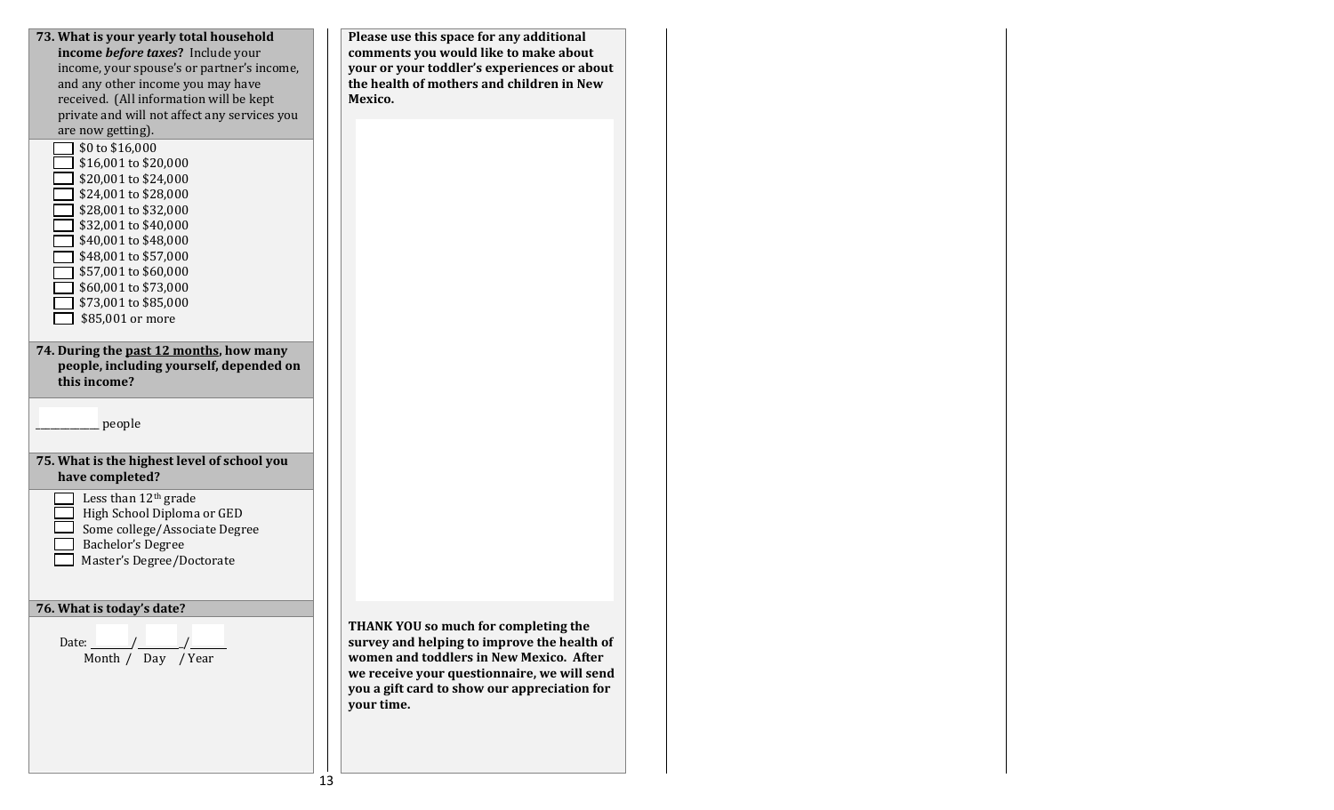**73. What is your yearly total household income *before taxes*?** Include your income, your spouse's or partner's income, and any other income you may have received. (All information will be kept private and will not affect any services you are now getting).

- ☐ $0 to $16,000
- ☐ $16,001 to $20,000
- ☐ $20,001 to $24,000
- ☐ $24,001 to $28,000
- ☐ $28,001 to $32,000
- ☐ $32,001 to $40,000
- ☐ $40,001 to $48,000
- ☐ $48,001 to $57,000
- ☐ $57,001 to $60,000
- ☐ $60,001 to $73,000
- ☐ $73,001 to $85,000
- ☐ $85,001 or more

**74. During the <u>past 12 months</u>, how many people, including yourself, depended on this income?**

__________ people

**75. What is the highest level of school you have completed?**

- ☐ Less than 12th grade
- ☐ High School Diploma or GED
- ☐ Some college/Associate Degree
- ☐ Bachelor's Degree
- ☐ Master's Degree/Doctorate

**76. What is today's date?**

Date: ______/______/______
Month / Day / Year

**Please use this space for any additional comments you would like to make about your or your toddler's experiences or about the health of mothers and children in New Mexico.**

**THANK YOU so much for completing the survey and helping to improve the health of women and toddlers in New Mexico. After we receive your questionnaire, we will send you a gift card to show our appreciation for your time.**